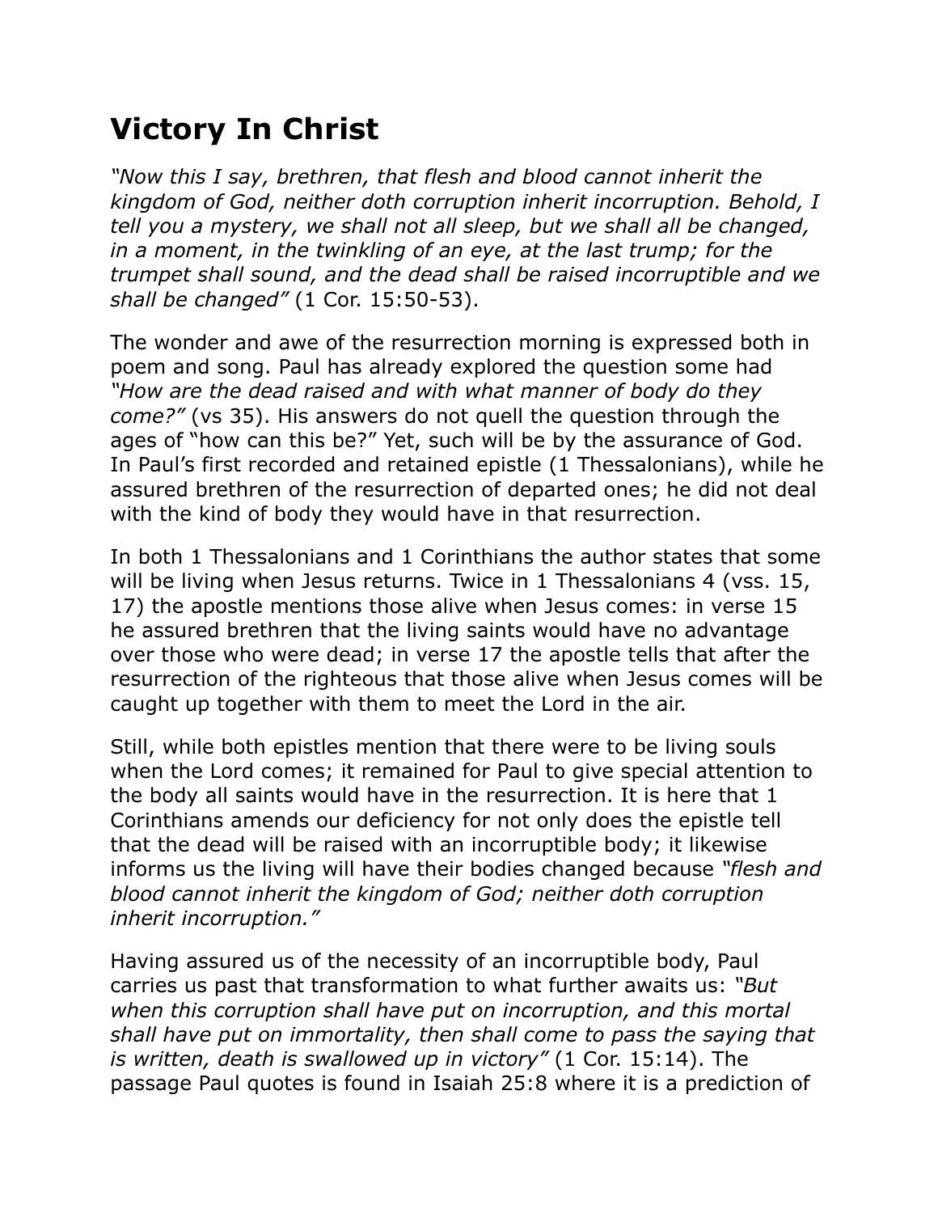# Victory In Christ

*"Now this I say, brethren, that flesh and blood cannot inherit the kingdom of God, neither doth corruption inherit incorruption. Behold, I tell you a mystery, we shall not all sleep, but we shall all be changed, in a moment, in the twinkling of an eye, at the last trump; for the trumpet shall sound, and the dead shall be raised incorruptible and we shall be changed"* (1 Cor. 15:50-53).

The wonder and awe of the resurrection morning is expressed both in poem and song. Paul has already explored the question some had *"How are the dead raised and with what manner of body do they come?"* (vs 35). His answers do not quell the question through the ages of "how can this be?" Yet, such will be by the assurance of God. In Paul's first recorded and retained epistle (1 Thessalonians), while he assured brethren of the resurrection of departed ones; he did not deal with the kind of body they would have in that resurrection.

In both 1 Thessalonians and 1 Corinthians the author states that some will be living when Jesus returns. Twice in 1 Thessalonians 4 (vss. 15, 17) the apostle mentions those alive when Jesus comes: in verse 15 he assured brethren that the living saints would have no advantage over those who were dead; in verse 17 the apostle tells that after the resurrection of the righteous that those alive when Jesus comes will be caught up together with them to meet the Lord in the air.

Still, while both epistles mention that there were to be living souls when the Lord comes; it remained for Paul to give special attention to the body all saints would have in the resurrection. It is here that 1 Corinthians amends our deficiency for not only does the epistle tell that the dead will be raised with an incorruptible body; it likewise informs us the living will have their bodies changed because *"flesh and blood cannot inherit the kingdom of God; neither doth corruption inherit incorruption."*

Having assured us of the necessity of an incorruptible body, Paul carries us past that transformation to what further awaits us: *"But when this corruption shall have put on incorruption, and this mortal shall have put on immortality, then shall come to pass the saying that is written, death is swallowed up in victory"* (1 Cor. 15:14). The passage Paul quotes is found in Isaiah 25:8 where it is a prediction of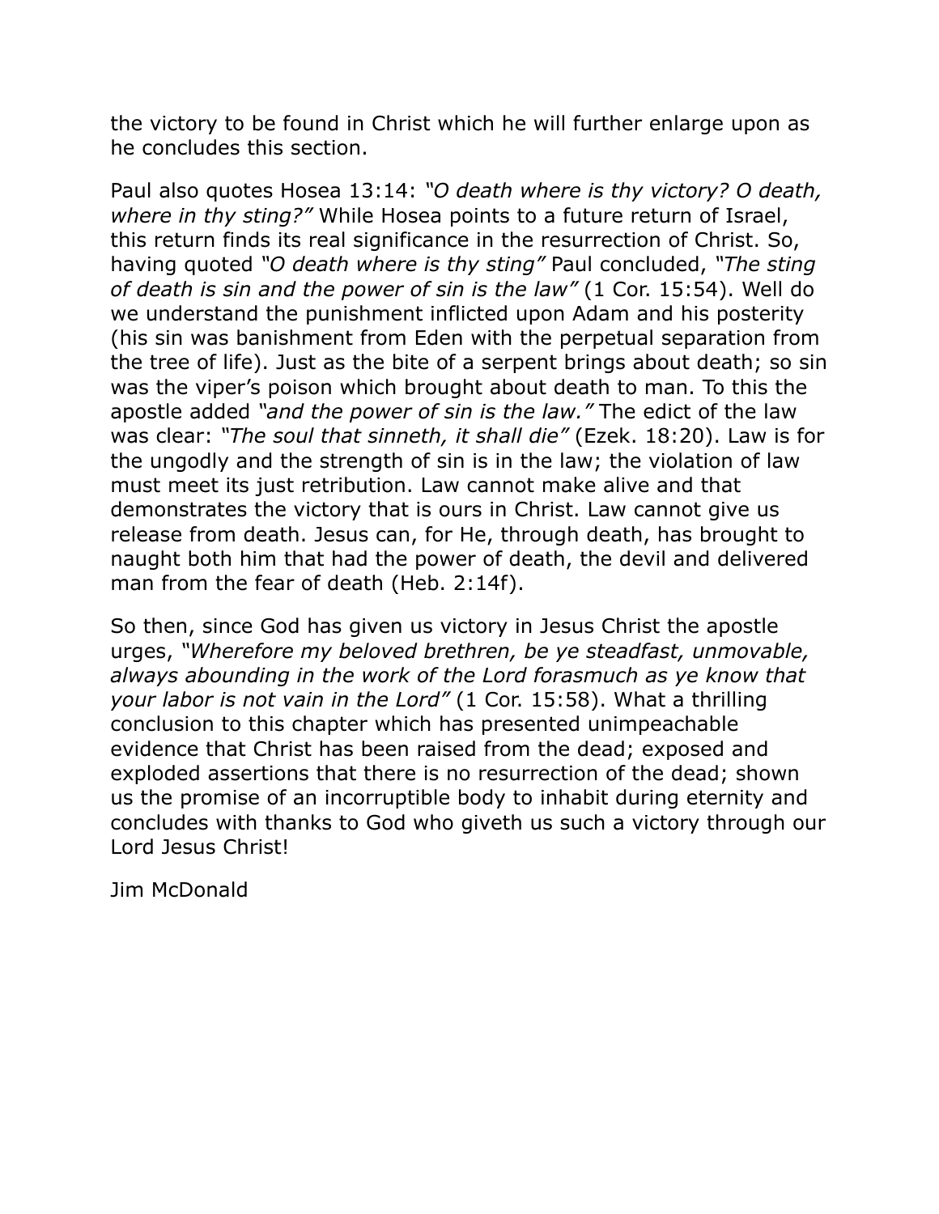the victory to be found in Christ which he will further enlarge upon as he concludes this section.

Paul also quotes Hosea 13:14: *"O death where is thy victory? O death, where in thy sting?"* While Hosea points to a future return of Israel, this return finds its real significance in the resurrection of Christ. So, having quoted *"O death where is thy sting"* Paul concluded, *"The sting of death is sin and the power of sin is the law"* (1 Cor. 15:54). Well do we understand the punishment inflicted upon Adam and his posterity (his sin was banishment from Eden with the perpetual separation from the tree of life). Just as the bite of a serpent brings about death; so sin was the viper's poison which brought about death to man. To this the apostle added *"and the power of sin is the law."* The edict of the law was clear: *"The soul that sinneth, it shall die"* (Ezek. 18:20). Law is for the ungodly and the strength of sin is in the law; the violation of law must meet its just retribution. Law cannot make alive and that demonstrates the victory that is ours in Christ. Law cannot give us release from death. Jesus can, for He, through death, has brought to naught both him that had the power of death, the devil and delivered man from the fear of death (Heb. 2:14f).

So then, since God has given us victory in Jesus Christ the apostle urges, *"Wherefore my beloved brethren, be ye steadfast, unmovable, always abounding in the work of the Lord forasmuch as ye know that your labor is not vain in the Lord"* (1 Cor. 15:58). What a thrilling conclusion to this chapter which has presented unimpeachable evidence that Christ has been raised from the dead; exposed and exploded assertions that there is no resurrection of the dead; shown us the promise of an incorruptible body to inhabit during eternity and concludes with thanks to God who giveth us such a victory through our Lord Jesus Christ!

Jim McDonald